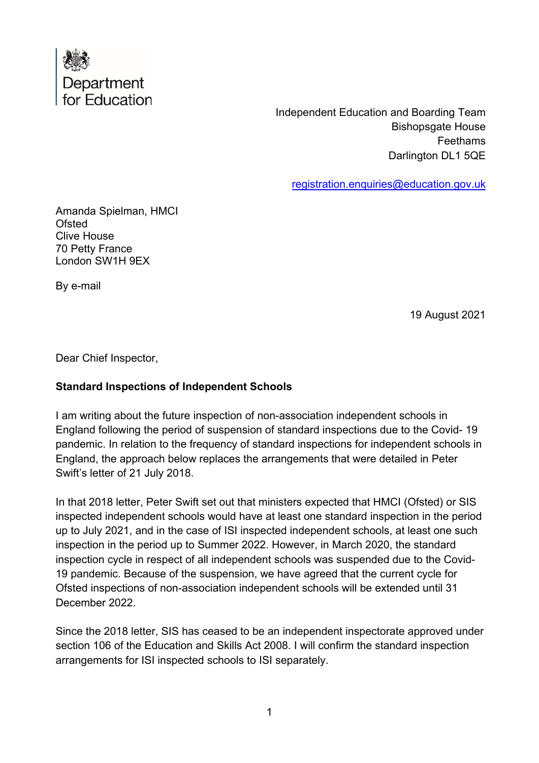Department
for Education

Independent Education and Boarding Team
Bishopsgate House
Feethams
Darlington DL1 5QE

registration.enquiries@education.gov.uk

Amanda Spielman, HMCI
Ofsted
Clive House
70 Petty France
London SW1H 9EX

By e-mail

19 August 2021

Dear Chief Inspector,

**Standard Inspections of Independent Schools**

I am writing about the future inspection of non-association independent schools in England following the period of suspension of standard inspections due to the Covid- 19 pandemic. In relation to the frequency of standard inspections for independent schools in England, the approach below replaces the arrangements that were detailed in Peter Swift's letter of 21 July 2018.

In that 2018 letter, Peter Swift set out that ministers expected that HMCI (Ofsted) or SIS inspected independent schools would have at least one standard inspection in the period up to July 2021, and in the case of ISI inspected independent schools, at least one such inspection in the period up to Summer 2022. However, in March 2020, the standard inspection cycle in respect of all independent schools was suspended due to the Covid-19 pandemic. Because of the suspension, we have agreed that the current cycle for Ofsted inspections of non-association independent schools will be extended until 31 December 2022.

Since the 2018 letter, SIS has ceased to be an independent inspectorate approved under section 106 of the Education and Skills Act 2008. I will confirm the standard inspection arrangements for ISI inspected schools to ISI separately.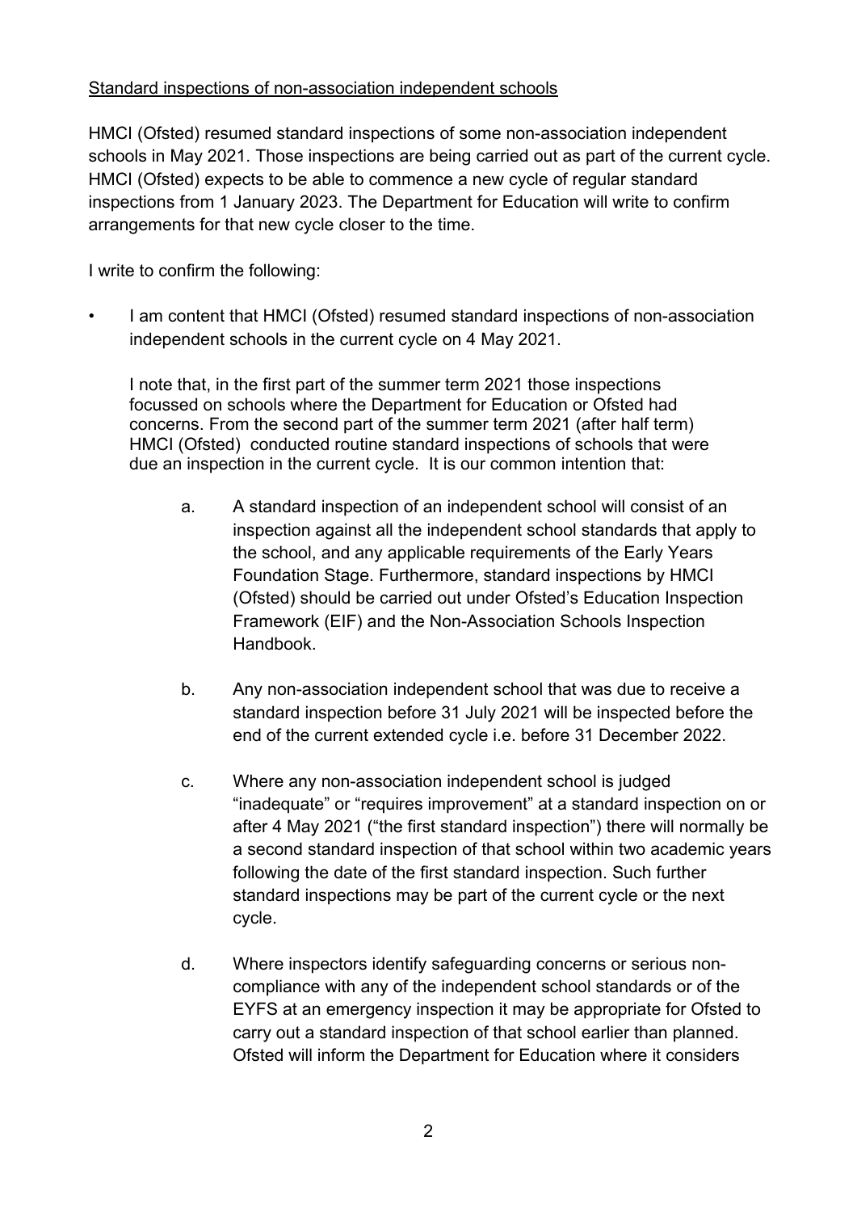Standard inspections of non-association independent schools

HMCI (Ofsted) resumed standard inspections of some non-association independent schools in May 2021. Those inspections are being carried out as part of the current cycle. HMCI (Ofsted) expects to be able to commence a new cycle of regular standard inspections from 1 January 2023. The Department for Education will write to confirm arrangements for that new cycle closer to the time.

I write to confirm the following:

- I am content that HMCI (Ofsted) resumed standard inspections of non-association independent schools in the current cycle on 4 May 2021.

  I note that, in the first part of the summer term 2021 those inspections focussed on schools where the Department for Education or Ofsted had concerns. From the second part of the summer term 2021 (after half term) HMCI (Ofsted) conducted routine standard inspections of schools that were due an inspection in the current cycle. It is our common intention that:

  a. A standard inspection of an independent school will consist of an inspection against all the independent school standards that apply to the school, and any applicable requirements of the Early Years Foundation Stage. Furthermore, standard inspections by HMCI (Ofsted) should be carried out under Ofsted's Education Inspection Framework (EIF) and the Non-Association Schools Inspection Handbook.

  b. Any non-association independent school that was due to receive a standard inspection before 31 July 2021 will be inspected before the end of the current extended cycle i.e. before 31 December 2022.

  c. Where any non-association independent school is judged "inadequate" or "requires improvement" at a standard inspection on or after 4 May 2021 ("the first standard inspection") there will normally be a second standard inspection of that school within two academic years following the date of the first standard inspection. Such further standard inspections may be part of the current cycle or the next cycle.

  d. Where inspectors identify safeguarding concerns or serious non-compliance with any of the independent school standards or of the EYFS at an emergency inspection it may be appropriate for Ofsted to carry out a standard inspection of that school earlier than planned. Ofsted will inform the Department for Education where it considers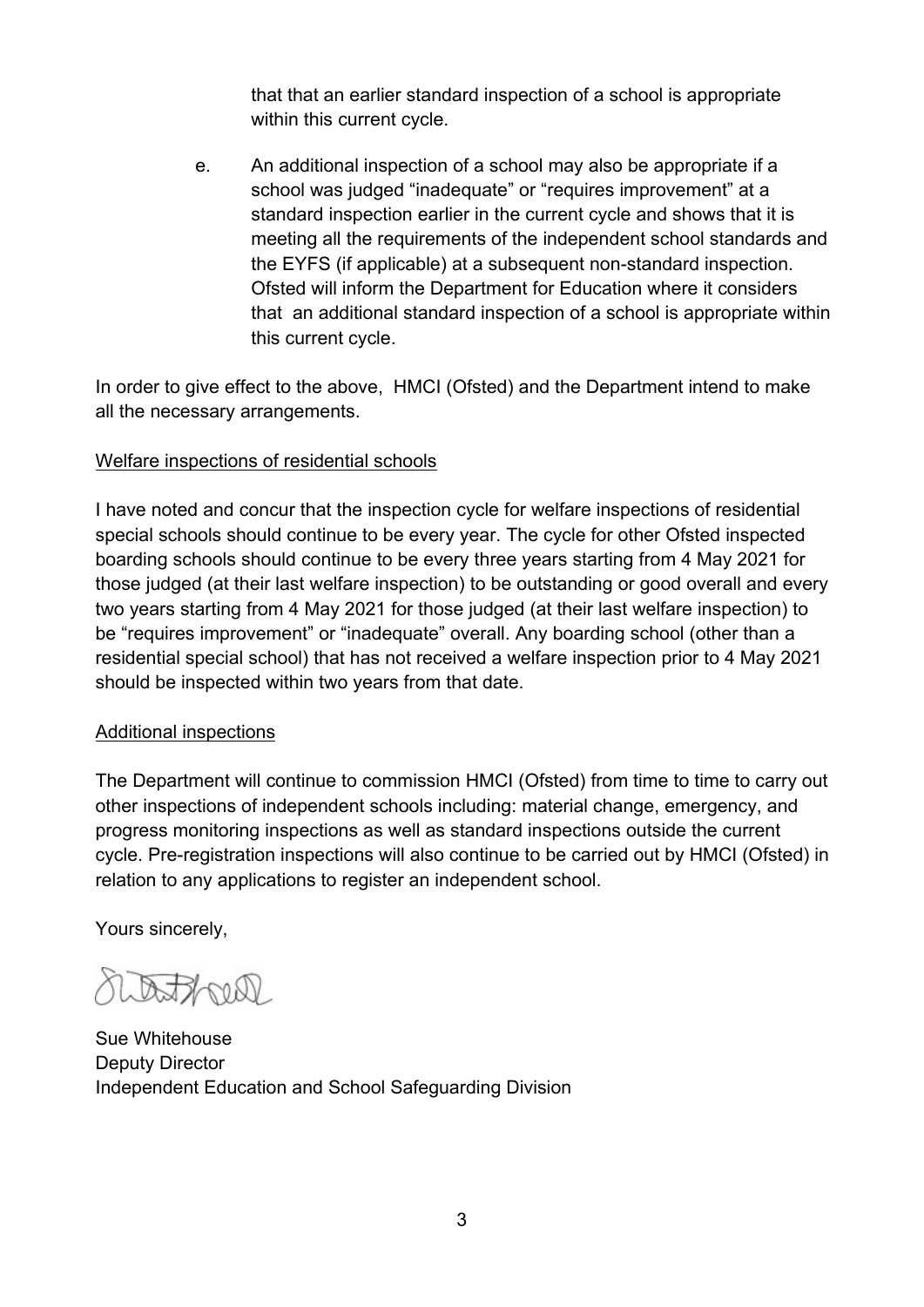that that an earlier standard inspection of a school is appropriate within this current cycle.

e. An additional inspection of a school may also be appropriate if a school was judged "inadequate" or "requires improvement" at a standard inspection earlier in the current cycle and shows that it is meeting all the requirements of the independent school standards and the EYFS (if applicable) at a subsequent non-standard inspection. Ofsted will inform the Department for Education where it considers that an additional standard inspection of a school is appropriate within this current cycle.

In order to give effect to the above, HMCI (Ofsted) and the Department intend to make all the necessary arrangements.

<u>Welfare inspections of residential schools</u>

I have noted and concur that the inspection cycle for welfare inspections of residential special schools should continue to be every year. The cycle for other Ofsted inspected boarding schools should continue to be every three years starting from 4 May 2021 for those judged (at their last welfare inspection) to be outstanding or good overall and every two years starting from 4 May 2021 for those judged (at their last welfare inspection) to be "requires improvement" or "inadequate" overall. Any boarding school (other than a residential special school) that has not received a welfare inspection prior to 4 May 2021 should be inspected within two years from that date.

<u>Additional inspections</u>

The Department will continue to commission HMCI (Ofsted) from time to time to carry out other inspections of independent schools including: material change, emergency, and progress monitoring inspections as well as standard inspections outside the current cycle. Pre-registration inspections will also continue to be carried out by HMCI (Ofsted) in relation to any applications to register an independent school.

Yours sincerely,

Sue Whitehouse
Deputy Director
Independent Education and School Safeguarding Division